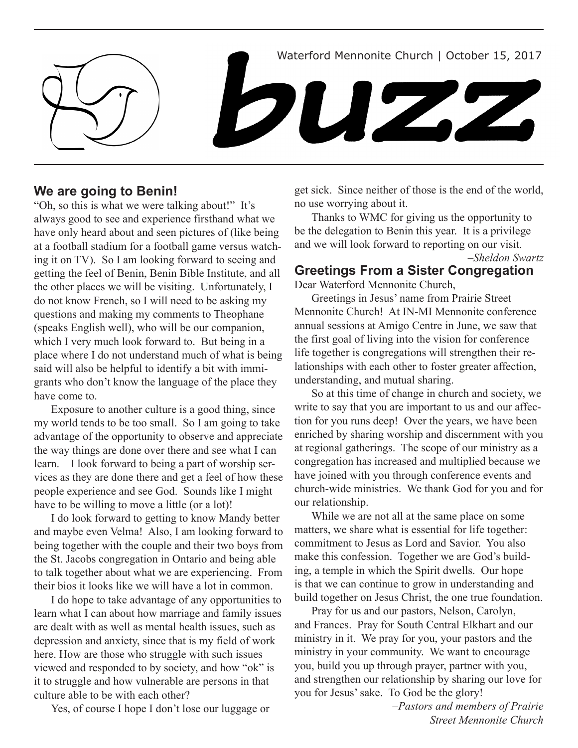Waterford Mennonite Church | October 15, 2017

# buzz

## We are going to Benin!

"Oh, so this is what we were talking about!" It's always good to see and experience firsthand what we have only heard about and seen pictures of (like being at a football stadium for a football game versus watching it on TV). So I am looking forward to seeing and getting the feel of Benin, Benin Bible Institute, and all the other places we will be visiting. Unfortunately, I do not know French, so I will need to be asking my questions and making my comments to Theophane (speaks English well), who will be our companion, which I very much look forward to. But being in a place where I do not understand much of what is being said will also be helpful to identify a bit with immigrants who don't know the language of the place they have come to.

Exposure to another culture is a good thing, since my world tends to be too small. So I am going to take advantage of the opportunity to observe and appreciate the way things are done over there and see what I can learn. I look forward to being a part of worship services as they are done there and get a feel of how these people experience and see God. Sounds like I might have to be willing to move a little (or a lot)!

I do look forward to getting to know Mandy better and maybe even Velma! Also, I am looking forward to being together with the couple and their two boys from the St. Jacobs congregation in Ontario and being able to talk together about what we are experiencing. From their bios it looks like we will have a lot in common.

I do hope to take advantage of any opportunities to learn what I can about how marriage and family issues are dealt with as well as mental health issues, such as depression and anxiety, since that is my field of work here. How are those who struggle with such issues viewed and responded to by society, and how "ok" is it to struggle and how vulnerable are persons in that culture able to be with each other?

Yes, of course I hope I don't lose our luggage or get sick. Since neither of those is the end of the world, no use worrying about it.

Thanks to WMC for giving us the opportunity to be the delegation to Benin this year. It is a privilege and we will look forward to reporting on our visit.

*–Sheldon Swartz*

## Greetings From a Sister Congregation

Dear Waterford Mennonite Church,

Greetings in Jesus' name from Prairie Street Mennonite Church! At IN-MI Mennonite conference annual sessions at Amigo Centre in June, we saw that the first goal of living into the vision for conference life together is congregations will strengthen their relationships with each other to foster greater affection, understanding, and mutual sharing.

So at this time of change in church and society, we write to say that you are important to us and our affection for you runs deep! Over the years, we have been enriched by sharing worship and discernment with you at regional gatherings. The scope of our ministry as a congregation has increased and multiplied because we have joined with you through conference events and church-wide ministries. We thank God for you and for our relationship.

While we are not all at the same place on some matters, we share what is essential for life together: commitment to Jesus as Lord and Savior. You also make this confession. Together we are God's building, a temple in which the Spirit dwells. Our hope is that we can continue to grow in understanding and build together on Jesus Christ, the one true foundation.

Pray for us and our pastors, Nelson, Carolyn, and Frances. Pray for South Central Elkhart and our ministry in it. We pray for you, your pastors and the ministry in your community. We want to encourage you, build you up through prayer, partner with you, and strengthen our relationship by sharing our love for you for Jesus' sake. To God be the glory!

*–Pastors and members of Prairie Street Mennonite Church*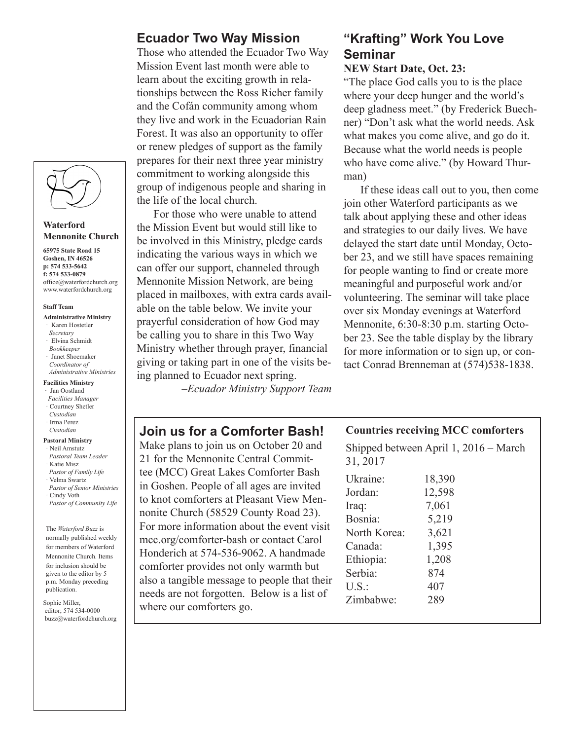## Ecuador Two Way Mission

Those who attended the Ecuador Two Way Mission Event last month were able to learn about the exciting growth in relationships between the Ross Richer family and the Cofán community among whom they live and work in the Ecuadorian Rain Forest. It was also an opportunity to offer or renew pledges of support as the family prepares for their next three year ministry commitment to working alongside this group of indigenous people and sharing in the life of the local church.

For those who were unable to attend the Mission Event but would still like to be involved in this Ministry, pledge cards indicating the various ways in which we can offer our support, channeled through Mennonite Mission Network, are being placed in mailboxes, with extra cards available on the table below. We invite your prayerful consideration of how God may be calling you to share in this Two Way Ministry whether through prayer, financial giving or taking part in one of the visits being planned to Ecuador next spring.

*–Ecuador Ministry Support Team*

## "Krafting" Work You Love Seminar

**NEW Start Date, Oct. 23:**

"The place God calls you to is the place where your deep hunger and the world's deep gladness meet." (by Frederick Buechner) "Don't ask what the world needs. Ask what makes you come alive, and go do it. Because what the world needs is people who have come alive." (by Howard Thurman)

If these ideas call out to you, then come join other Waterford participants as we talk about applying these and other ideas and strategies to our daily lives. We have delayed the start date until Monday, October 23, and we still have spaces remaining for people wanting to find or create more meaningful and purposeful work and/or volunteering. The seminar will take place over six Monday evenings at Waterford Mennonite, 6:30-8:30 p.m. starting October 23. See the table display by the library for more information or to sign up, or contact Conrad Brenneman at (574)538-1838.

**Waterford Mennonite Church**

**65975 State Road 15**
**Goshen, IN 46526**
**p: 574 533-5642**
**f: 574 533-0879**
office@waterfordchurch.org
www.waterfordchurch.org

**Staff Team**

**Administrative Ministry**
- Karen Hostetler, *Secretary*
- Elvina Schmidt, *Bookkeeper*
- Janet Shoemaker, *Coordinator of Administrative Ministries*

**Facilities Ministry**
- Jan Oostland, *Facilities Manager*
- Courtney Shetler, *Custodian*
- Irma Perez, *Custodian*

**Pastoral Ministry**
- Neil Amstutz, *Pastoral Team Leader*
- Katie Misz, *Pastor of Family Life*
- Velma Swartz, *Pastor of Senior Ministries*
- Cindy Voth, *Pastor of Community Life*

The *Waterford Buzz* is normally published weekly for members of Waterford Mennonite Church. Items for inclusion should be given to the editor by 5 p.m. Monday preceding publication.

Sophie Miller, editor; 574 534-0000
buzz@waterfordchurch.org

## Join us for a Comforter Bash!

Make plans to join us on October 20 and 21 for the Mennonite Central Committee (MCC) Great Lakes Comforter Bash in Goshen. People of all ages are invited to knot comforters at Pleasant View Mennonite Church (58529 County Road 23). For more information about the event visit mcc.org/comforter-bash or contact Carol Honderich at 574-536-9062. A handmade comforter provides not only warmth but also a tangible message to people that their needs are not forgotten. Below is a list of where our comforters go.

**Countries receiving MCC comforters**

Shipped between April 1, 2016 – March 31, 2017

| | |
|---|---|
| Ukraine: | 18,390 |
| Jordan: | 12,598 |
| Iraq: | 7,061 |
| Bosnia: | 5,219 |
| North Korea: | 3,621 |
| Canada: | 1,395 |
| Ethiopia: | 1,208 |
| Serbia: | 874 |
| U.S.: | 407 |
| Zimbabwe: | 289 |